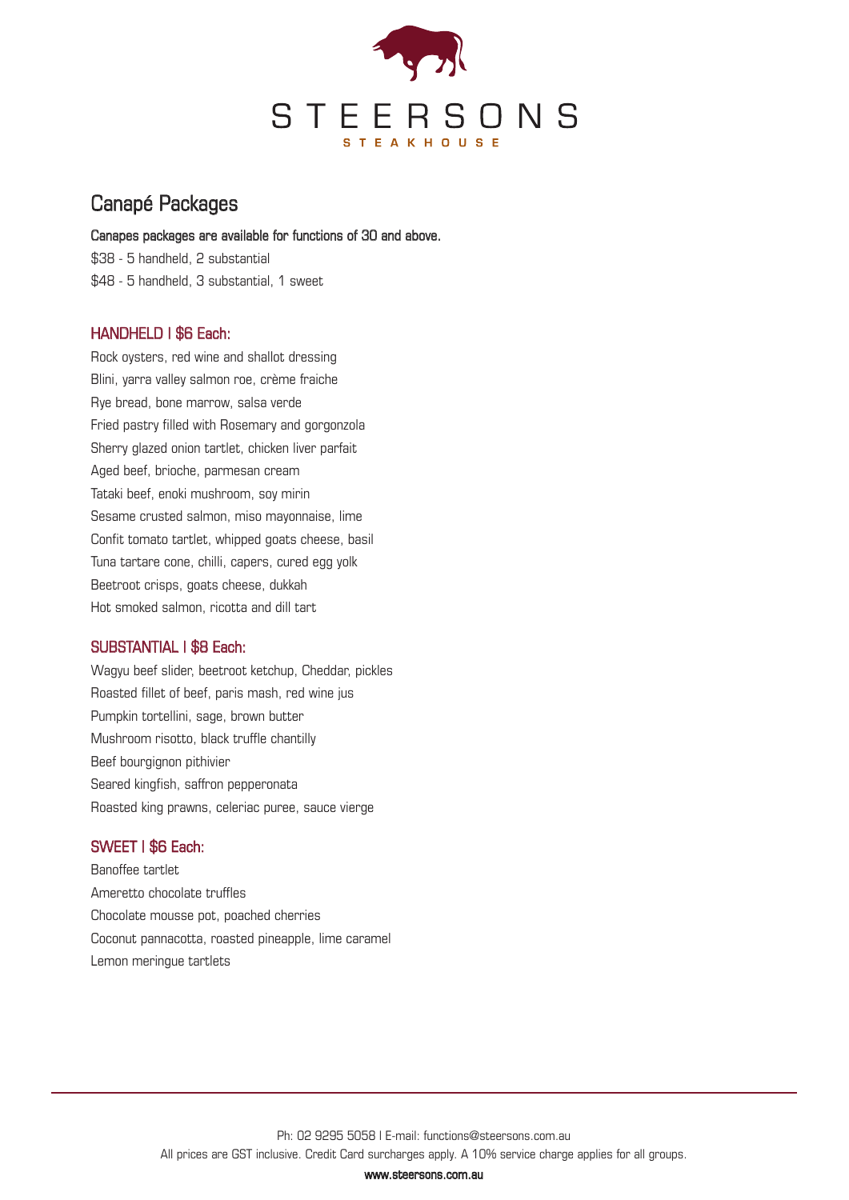# STEERSONS

STEAKHOUSE

## Canapé Packages

**Canapes packages are available for functions of 30 and above.**

$38 - 5 handheld, 2 substantial

$48 - 5 handheld, 3 substantial, 1 sweet

### HANDHELD | $6 Each:

Rock oysters, red wine and shallot dressing
Blini, yarra valley salmon roe, crème fraiche
Rye bread, bone marrow, salsa verde
Fried pastry filled with Rosemary and gorgonzola
Sherry glazed onion tartlet, chicken liver parfait
Aged beef, brioche, parmesan cream
Tataki beef, enoki mushroom, soy mirin
Sesame crusted salmon, miso mayonnaise, lime
Confit tomato tartlet, whipped goats cheese, basil
Tuna tartare cone, chilli, capers, cured egg yolk
Beetroot crisps, goats cheese, dukkah
Hot smoked salmon, ricotta and dill tart

### SUBSTANTIAL | $8 Each:

Wagyu beef slider, beetroot ketchup, Cheddar, pickles
Roasted fillet of beef, paris mash, red wine jus
Pumpkin tortellini, sage, brown butter
Mushroom risotto, black truffle chantilly
Beef bourgignon pithivier
Seared kingfish, saffron pepperonata
Roasted king prawns, celeriac puree, sauce vierge

### SWEET | $6 Each:

Banoffee tartlet
Ameretto chocolate truffles
Chocolate mousse pot, poached cherries
Coconut pannacotta, roasted pineapple, lime caramel
Lemon meringue tartlets

---

Ph: 02 9295 5058 | E-mail: functions@steersons.com.au

All prices are GST inclusive. Credit Card surcharges apply. A 10% service charge applies for all groups.

**www.steersons.com.au**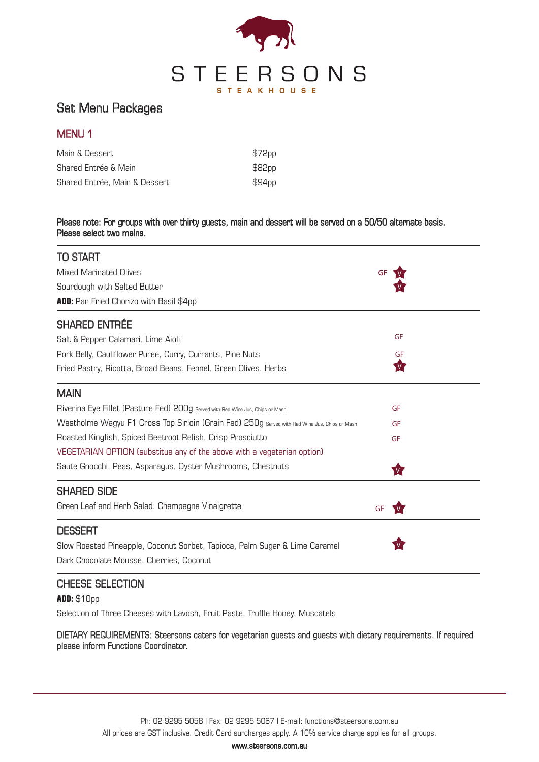# STEERSONS

STEAKHOUSE

## Set Menu Packages

### MENU 1

| | |
|---|---|
| Main & Dessert | $72pp |
| Shared Entrée & Main | $82pp |
| Shared Entrée, Main & Dessert | $94pp |

**Please note: For groups with over thirty guests, main and dessert will be served on a 50/50 alternate basis. Please select two mains.**

### TO START

Mixed Marinated Olives GF V

Sourdough with Salted Butter V

**ADD:** Pan Fried Chorizo with Basil $4pp

### SHARED ENTRÉE

Salt & Pepper Calamari, Lime Aioli GF

Pork Belly, Cauliflower Puree, Curry, Currants, Pine Nuts GF

Fried Pastry, Ricotta, Broad Beans, Fennel, Green Olives, Herbs V

### MAIN

Riverina Eye Fillet (Pasture Fed) 200g Served with Red Wine Jus, Chips or Mash GF

Westholme Wagyu F1 Cross Top Sirloin (Grain Fed) 250g Served with Red Wine Jus, Chips or Mash GF

Roasted Kingfish, Spiced Beetroot Relish, Crisp Prosciutto GF

VEGETARIAN OPTION (substitue any of the above with a vegetarian option)

Saute Gnocchi, Peas, Asparagus, Oyster Mushrooms, Chestnuts V

### SHARED SIDE

Green Leaf and Herb Salad, Champagne Vinaigrette GF V

### DESSERT

Slow Roasted Pineapple, Coconut Sorbet, Tapioca, Palm Sugar & Lime Caramel V

Dark Chocolate Mousse, Cherries, Coconut

### CHEESE SELECTION

**ADD:** $10pp

Selection of Three Cheeses with Lavosh, Fruit Paste, Truffle Honey, Muscatels

DIETARY REQUIREMENTS: Steersons caters for vegetarian guests and guests with dietary requirements. If required please inform Functions Coordinator.

Ph: 02 9295 5058 | Fax: 02 9295 5067 | E-mail: functions@steersons.com.au

All prices are GST inclusive. Credit Card surcharges apply. A 10% service charge applies for all groups.

**www.steersons.com.au**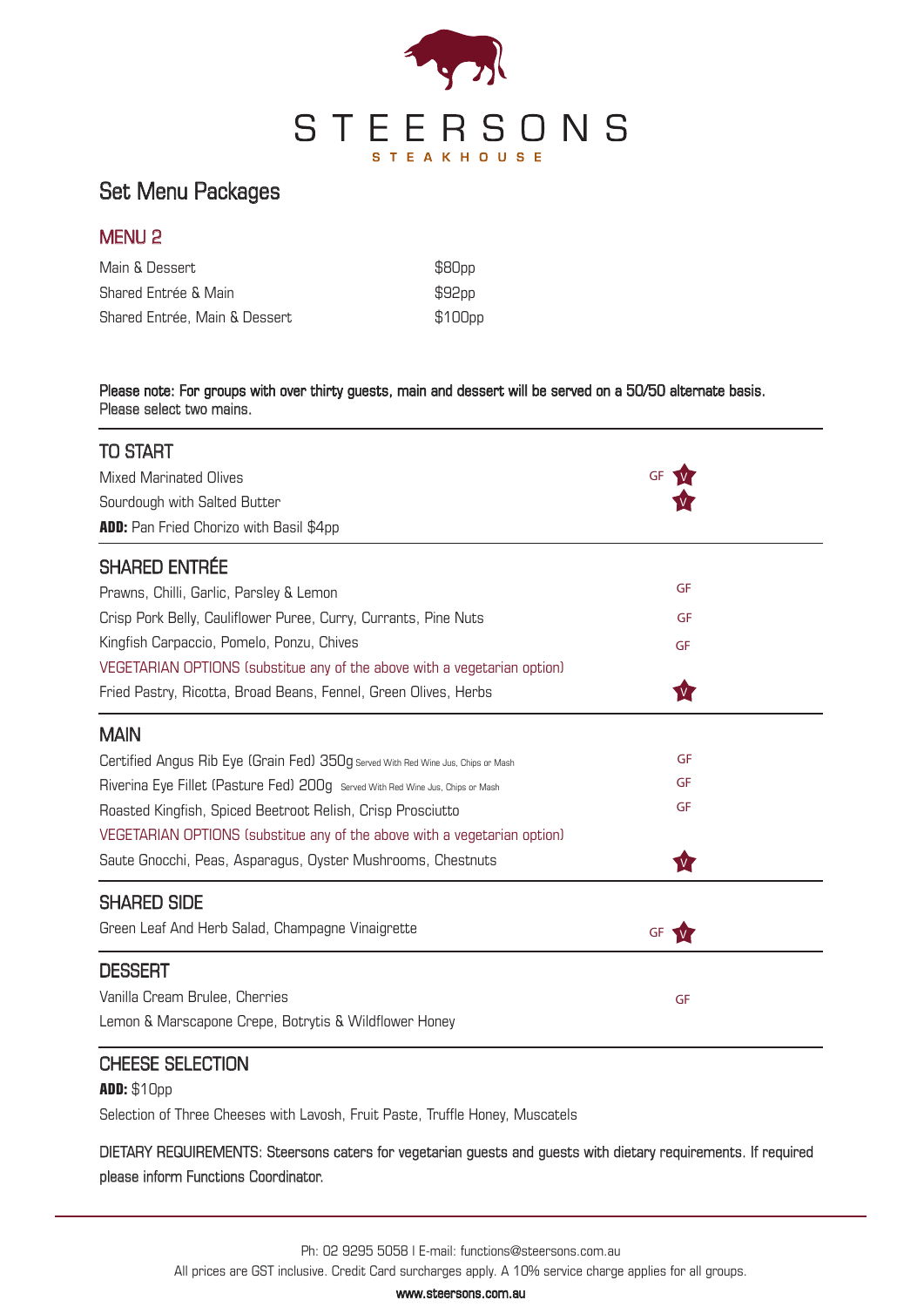# STEERSONS

STEAKHOUSE

## Set Menu Packages

### MENU 2

| | |
|---|---|
| Main & Dessert | $80pp |
| Shared Entrée & Main | $92pp |
| Shared Entrée, Main & Dessert | $100pp |

**Please note: For groups with over thirty guests, main and dessert will be served on a 50/50 alternate basis.**
Please select two mains.

### TO START

Mixed Marinated Olives GF V

Sourdough with Salted Butter V

**ADD:** Pan Fried Chorizo with Basil $4pp

### SHARED ENTRÉE

Prawns, Chilli, Garlic, Parsley & Lemon GF

Crisp Pork Belly, Cauliflower Puree, Curry, Currants, Pine Nuts GF

Kingfish Carpaccio, Pomelo, Ponzu, Chives GF

VEGETARIAN OPTIONS (substitue any of the above with a vegetarian option)

Fried Pastry, Ricotta, Broad Beans, Fennel, Green Olives, Herbs V

### MAIN

Certified Angus Rib Eye (Grain Fed) 350g Served With Red Wine Jus, Chips or Mash GF

Riverina Eye Fillet (Pasture Fed) 200g Served With Red Wine Jus, Chips or Mash GF

Roasted Kingfish, Spiced Beetroot Relish, Crisp Prosciutto GF

VEGETARIAN OPTIONS (substitue any of the above with a vegetarian option)

Saute Gnocchi, Peas, Asparagus, Oyster Mushrooms, Chestnuts V

### SHARED SIDE

Green Leaf And Herb Salad, Champagne Vinaigrette GF V

### DESSERT

Vanilla Cream Brulee, Cherries GF

Lemon & Marscapone Crepe, Botrytis & Wildflower Honey

### CHEESE SELECTION

**ADD:** $10pp

Selection of Three Cheeses with Lavosh, Fruit Paste, Truffle Honey, Muscatels

DIETARY REQUIREMENTS: Steersons caters for vegetarian guests and guests with dietary requirements. If required please inform Functions Coordinator.

Ph: 02 9295 5058 | E-mail: functions@steersons.com.au

All prices are GST inclusive. Credit Card surcharges apply. A 10% service charge applies for all groups.

www.steersons.com.au